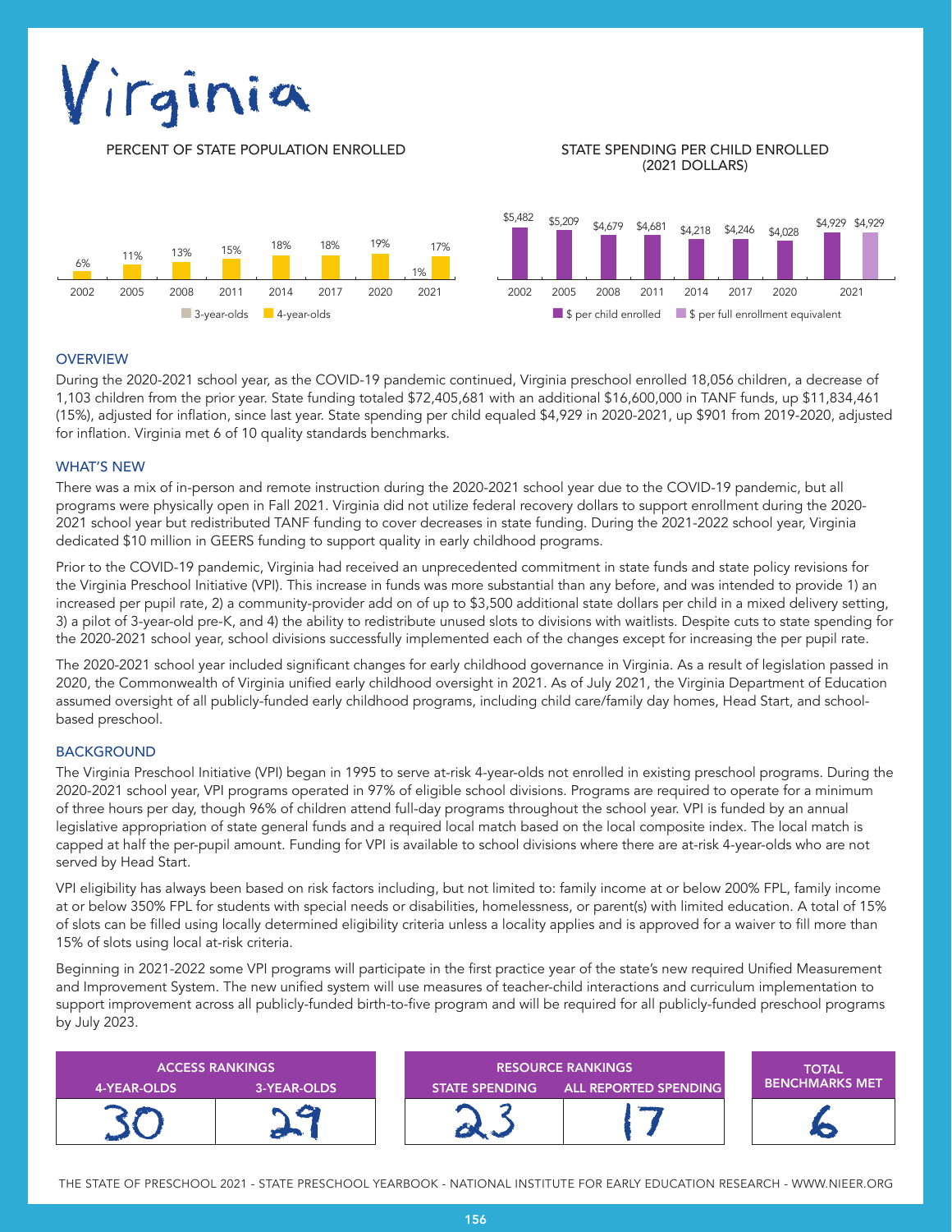# Virginia

PERCENT OF STATE POPULATION ENROLLED

| Year | 3-year-olds | 4-year-olds |
|---|---|---|
| 2002 | | 6% |
| 2005 | | 11% |
| 2008 | | 13% |
| 2011 | | 15% |
| 2014 | | 18% |
| 2017 | | 18% |
| 2020 | | 19% |
| 2021 | 1% | 17% |

STATE SPENDING PER CHILD ENROLLED (2021 DOLLARS)

| Year | $ per child enrolled | $ per full enrollment equivalent |
|---|---|---|
| 2002 | $5,482 | |
| 2005 | $5,209 | |
| 2008 | $4,679 | |
| 2011 | $4,681 | |
| 2014 | $4,218 | |
| 2017 | $4,246 | |
| 2020 | $4,028 | |
| 2021 | $4,929 | $4,929 |

## OVERVIEW

During the 2020-2021 school year, as the COVID-19 pandemic continued, Virginia preschool enrolled 18,056 children, a decrease of 1,103 children from the prior year. State funding totaled $72,405,681 with an additional $16,600,000 in TANF funds, up $11,834,461 (15%), adjusted for inflation, since last year. State spending per child equaled $4,929 in 2020-2021, up $901 from 2019-2020, adjusted for inflation. Virginia met 6 of 10 quality standards benchmarks.

## WHAT'S NEW

There was a mix of in-person and remote instruction during the 2020-2021 school year due to the COVID-19 pandemic, but all programs were physically open in Fall 2021. Virginia did not utilize federal recovery dollars to support enrollment during the 2020-2021 school year but redistributed TANF funding to cover decreases in state funding. During the 2021-2022 school year, Virginia dedicated $10 million in GEERS funding to support quality in early childhood programs.

Prior to the COVID-19 pandemic, Virginia had received an unprecedented commitment in state funds and state policy revisions for the Virginia Preschool Initiative (VPI). This increase in funds was more substantial than any before, and was intended to provide 1) an increased per pupil rate, 2) a community-provider add on of up to $3,500 additional state dollars per child in a mixed delivery setting, 3) a pilot of 3-year-old pre-K, and 4) the ability to redistribute unused slots to divisions with waitlists. Despite cuts to state spending for the 2020-2021 school year, school divisions successfully implemented each of the changes except for increasing the per pupil rate.

The 2020-2021 school year included significant changes for early childhood governance in Virginia. As a result of legislation passed in 2020, the Commonwealth of Virginia unified early childhood oversight in 2021. As of July 2021, the Virginia Department of Education assumed oversight of all publicly-funded early childhood programs, including child care/family day homes, Head Start, and school-based preschool.

## BACKGROUND

The Virginia Preschool Initiative (VPI) began in 1995 to serve at-risk 4-year-olds not enrolled in existing preschool programs. During the 2020-2021 school year, VPI programs operated in 97% of eligible school divisions. Programs are required to operate for a minimum of three hours per day, though 96% of children attend full-day programs throughout the school year. VPI is funded by an annual legislative appropriation of state general funds and a required local match based on the local composite index. The local match is capped at half the per-pupil amount. Funding for VPI is available to school divisions where there are at-risk 4-year-olds who are not served by Head Start.

VPI eligibility has always been based on risk factors including, but not limited to: family income at or below 200% FPL, family income at or below 350% FPL for students with special needs or disabilities, homelessness, or parent(s) with limited education. A total of 15% of slots can be filled using locally determined eligibility criteria unless a locality applies and is approved for a waiver to fill more than 15% of slots using local at-risk criteria.

Beginning in 2021-2022 some VPI programs will participate in the first practice year of the state's new required Unified Measurement and Improvement System. The new unified system will use measures of teacher-child interactions and curriculum implementation to support improvement across all publicly-funded birth-to-five program and will be required for all publicly-funded preschool programs by July 2023.

| ACCESS RANKINGS | | RESOURCE RANKINGS | | TOTAL BENCHMARKS MET |
|---|---|---|---|---|
| 4-YEAR-OLDS | 3-YEAR-OLDS | STATE SPENDING | ALL REPORTED SPENDING | |
| 30 | 29 | 23 | 17 | 6 |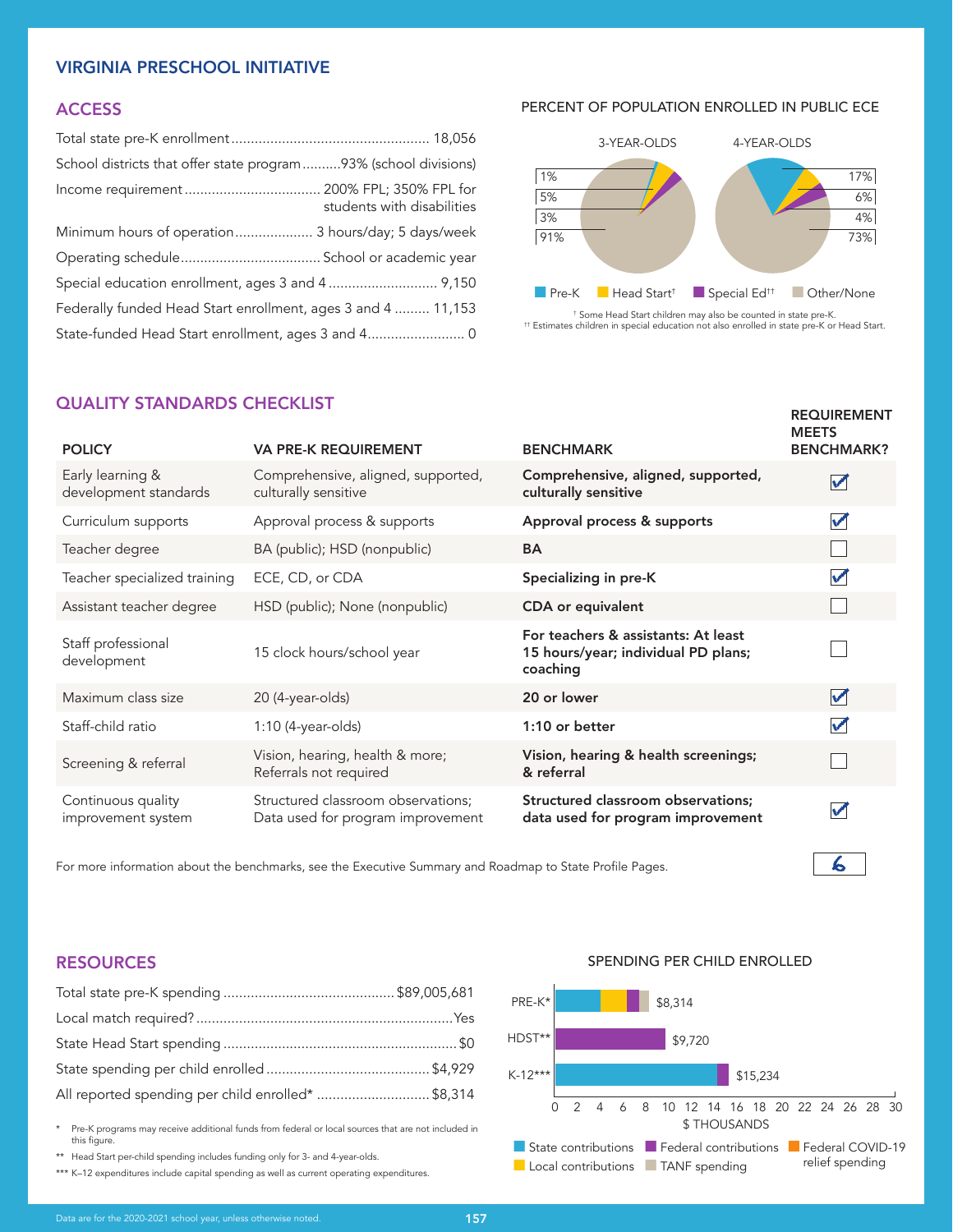## VIRGINIA PRESCHOOL INITIATIVE

### ACCESS

Total state pre-K enrollment .................................................. 18,056

School districts that offer state program..........93% (school divisions)

Income requirement .................................. 200% FPL; 350% FPL for students with disabilities

Minimum hours of operation.................... 3 hours/day; 5 days/week

Operating schedule.................................... School or academic year

Special education enrollment, ages 3 and 4 ............................ 9,150

Federally funded Head Start enrollment, ages 3 and 4 ......... 11,153

State-funded Head Start enrollment, ages 3 and 4......................... 0

PERCENT OF POPULATION ENROLLED IN PUBLIC ECE

3-YEAR-OLDS

1%
5%
3%
91%

4-YEAR-OLDS

17%
6%
4%
73%

Pre-K | Head Start† | Special Ed†† | Other/None

† Some Head Start children may also be counted in state pre-K.
†† Estimates children in special education not also enrolled in state pre-K or Head Start.

### QUALITY STANDARDS CHECKLIST

| POLICY | VA PRE-K REQUIREMENT | BENCHMARK | REQUIREMENT MEETS BENCHMARK? |
|---|---|---|---|
| Early learning & development standards | Comprehensive, aligned, supported, culturally sensitive | **Comprehensive, aligned, supported, culturally sensitive** | ☑ |
| Curriculum supports | Approval process & supports | **Approval process & supports** | ☑ |
| Teacher degree | BA (public); HSD (nonpublic) | **BA** | ☐ |
| Teacher specialized training | ECE, CD, or CDA | **Specializing in pre-K** | ☑ |
| Assistant teacher degree | HSD (public); None (nonpublic) | **CDA or equivalent** | ☐ |
| Staff professional development | 15 clock hours/school year | **For teachers & assistants: At least 15 hours/year; individual PD plans; coaching** | ☐ |
| Maximum class size | 20 (4-year-olds) | **20 or lower** | ☑ |
| Staff-child ratio | 1:10 (4-year-olds) | **1:10 or better** | ☑ |
| Screening & referral | Vision, hearing, health & more; Referrals not required | **Vision, hearing & health screenings; & referral** | ☐ |
| Continuous quality improvement system | Structured classroom observations; Data used for program improvement | **Structured classroom observations; data used for program improvement** | ☑ |
| | | | 6 |

For more information about the benchmarks, see the Executive Summary and Roadmap to State Profile Pages.

### RESOURCES

Total state pre-K spending ........................................... $89,005,681

Local match required? ..................................................................Yes

State Head Start spending ............................................................ $0

State spending per child enrolled .......................................... $4,929

All reported spending per child enrolled* ............................. $8,314

\* Pre-K programs may receive additional funds from federal or local sources that are not included in this figure.

\*\* Head Start per-child spending includes funding only for 3- and 4-year-olds.

\*\*\* K–12 expenditures include capital spending as well as current operating expenditures.

SPENDING PER CHILD ENROLLED

PRE-K* $8,314

HDST** $9,720

K-12*** $15,234

0 2 4 6 8 10 12 14 16 18 20 22 24 26 28 30

$ THOUSANDS

State contributions | Local contributions | Federal contributions | TANF spending | Federal COVID-19 relief spending

Data are for the 2020-2021 school year, unless otherwise noted.